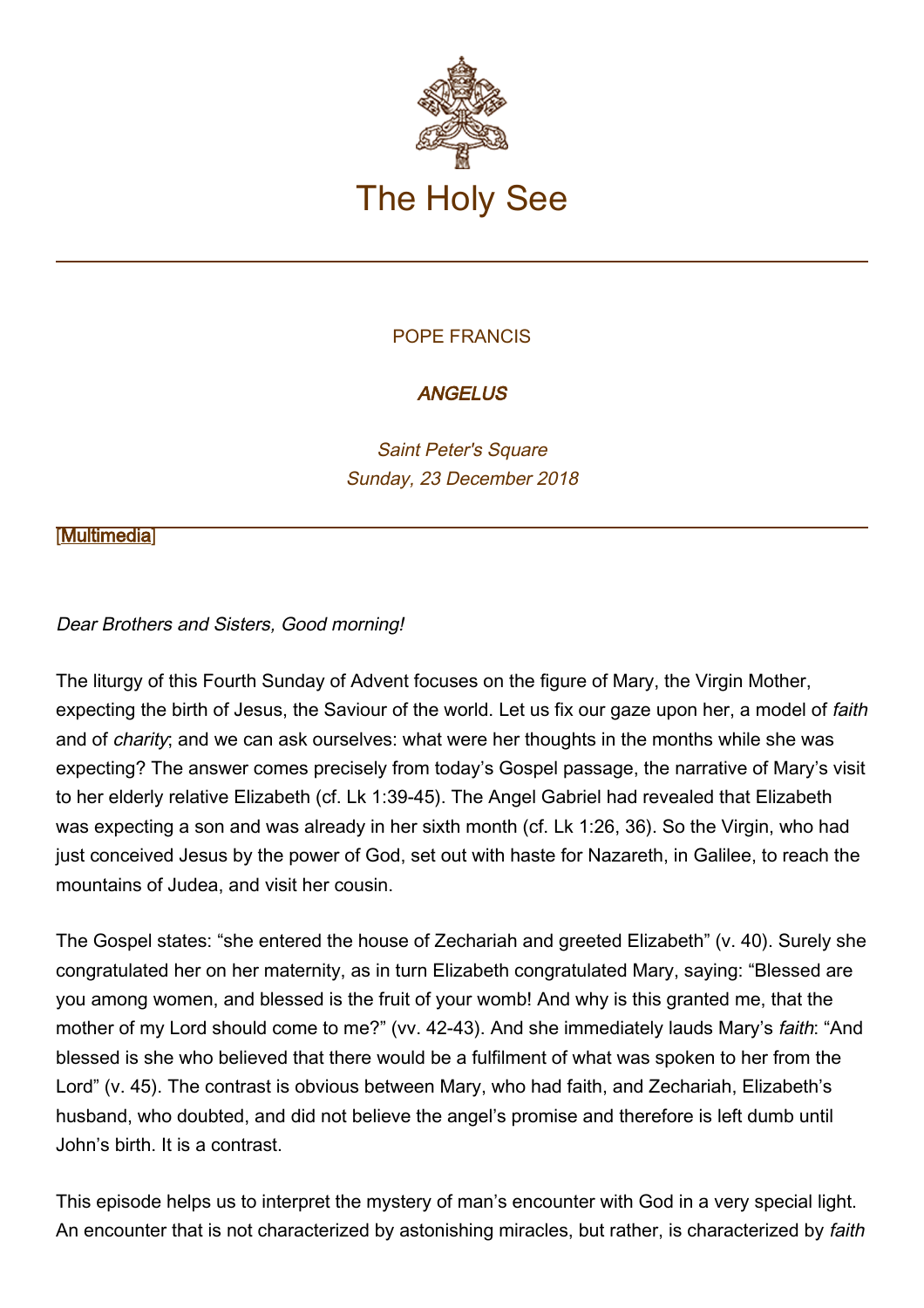# The Holy See

POPE FRANCIS

***ANGELUS***

*Saint Peter's Square*
*Sunday, 23 December 2018*

[Multimedia]

---

*Dear Brothers and Sisters, Good morning!*

The liturgy of this Fourth Sunday of Advent focuses on the figure of Mary, the Virgin Mother, expecting the birth of Jesus, the Saviour of the world. Let us fix our gaze upon her, a model of *faith* and of *charity*; and we can ask ourselves: what were her thoughts in the months while she was expecting? The answer comes precisely from today's Gospel passage, the narrative of Mary's visit to her elderly relative Elizabeth (cf. Lk 1:39-45). The Angel Gabriel had revealed that Elizabeth was expecting a son and was already in her sixth month (cf. Lk 1:26, 36). So the Virgin, who had just conceived Jesus by the power of God, set out with haste for Nazareth, in Galilee, to reach the mountains of Judea, and visit her cousin.

The Gospel states: "she entered the house of Zechariah and greeted Elizabeth" (v. 40). Surely she congratulated her on her maternity, as in turn Elizabeth congratulated Mary, saying: "Blessed are you among women, and blessed is the fruit of your womb! And why is this granted me, that the mother of my Lord should come to me?" (vv. 42-43). And she immediately lauds Mary's *faith*: "And blessed is she who believed that there would be a fulfilment of what was spoken to her from the Lord" (v. 45). The contrast is obvious between Mary, who had faith, and Zechariah, Elizabeth's husband, who doubted, and did not believe the angel's promise and therefore is left dumb until John's birth. It is a contrast.

This episode helps us to interpret the mystery of man's encounter with God in a very special light. An encounter that is not characterized by astonishing miracles, but rather, is characterized by *faith*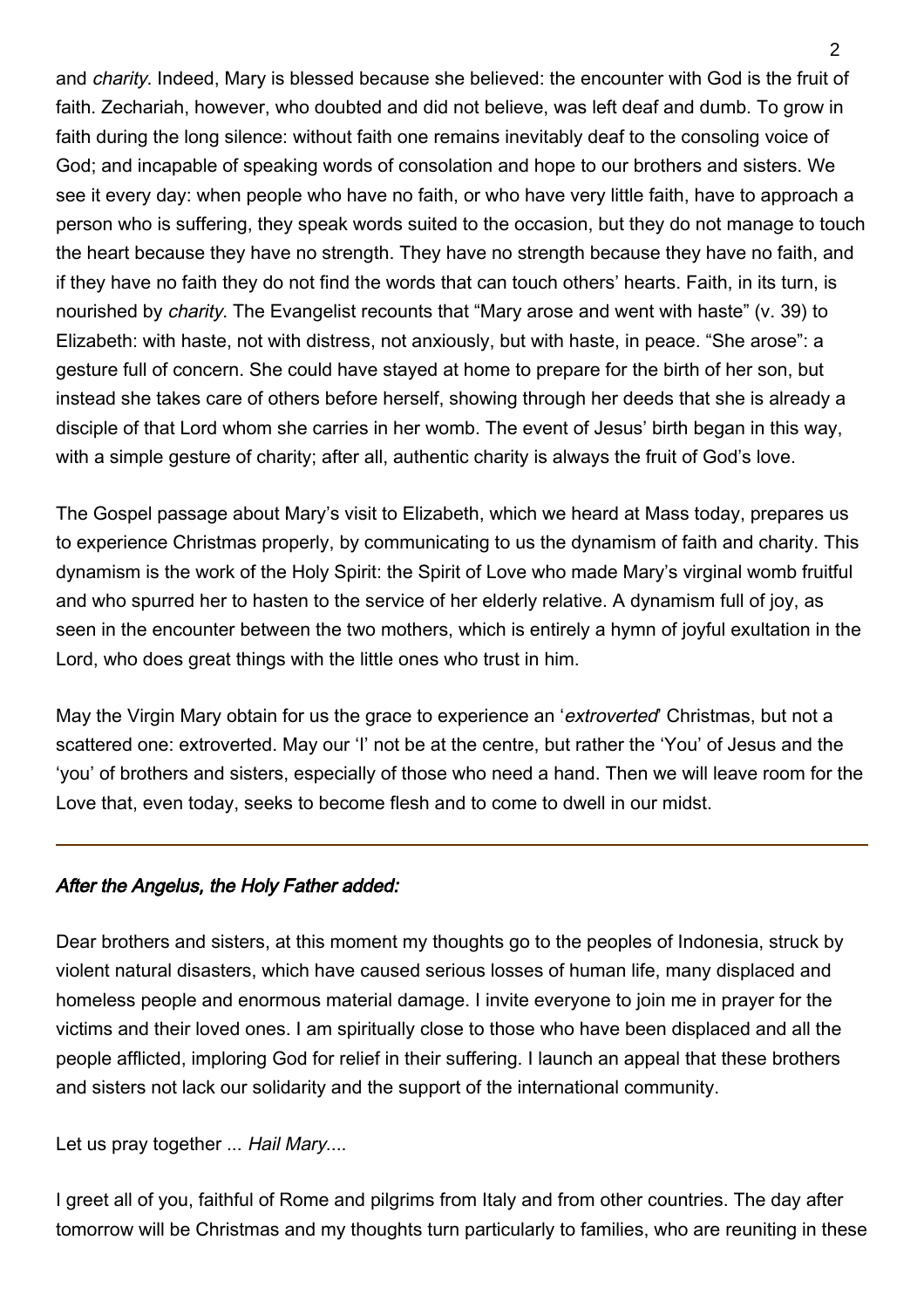and *charity*. Indeed, Mary is blessed because she believed: the encounter with God is the fruit of faith. Zechariah, however, who doubted and did not believe, was left deaf and dumb. To grow in faith during the long silence: without faith one remains inevitably deaf to the consoling voice of God; and incapable of speaking words of consolation and hope to our brothers and sisters. We see it every day: when people who have no faith, or who have very little faith, have to approach a person who is suffering, they speak words suited to the occasion, but they do not manage to touch the heart because they have no strength. They have no strength because they have no faith, and if they have no faith they do not find the words that can touch others' hearts. Faith, in its turn, is nourished by *charity*. The Evangelist recounts that "Mary arose and went with haste" (v. 39) to Elizabeth: with haste, not with distress, not anxiously, but with haste, in peace. "She arose": a gesture full of concern. She could have stayed at home to prepare for the birth of her son, but instead she takes care of others before herself, showing through her deeds that she is already a disciple of that Lord whom she carries in her womb. The event of Jesus' birth began in this way, with a simple gesture of charity; after all, authentic charity is always the fruit of God's love.

The Gospel passage about Mary's visit to Elizabeth, which we heard at Mass today, prepares us to experience Christmas properly, by communicating to us the dynamism of faith and charity. This dynamism is the work of the Holy Spirit: the Spirit of Love who made Mary's virginal womb fruitful and who spurred her to hasten to the service of her elderly relative. A dynamism full of joy, as seen in the encounter between the two mothers, which is entirely a hymn of joyful exultation in the Lord, who does great things with the little ones who trust in him.

May the Virgin Mary obtain for us the grace to experience an '*extroverted*' Christmas, but not a scattered one: extroverted. May our 'I' not be at the centre, but rather the 'You' of Jesus and the 'you' of brothers and sisters, especially of those who need a hand. Then we will leave room for the Love that, even today, seeks to become flesh and to come to dwell in our midst.

---

***After the Angelus, the Holy Father added:***

Dear brothers and sisters, at this moment my thoughts go to the peoples of Indonesia, struck by violent natural disasters, which have caused serious losses of human life, many displaced and homeless people and enormous material damage. I invite everyone to join me in prayer for the victims and their loved ones. I am spiritually close to those who have been displaced and all the people afflicted, imploring God for relief in their suffering. I launch an appeal that these brothers and sisters not lack our solidarity and the support of the international community.

Let us pray together ... *Hail Mary*....

I greet all of you, faithful of Rome and pilgrims from Italy and from other countries. The day after tomorrow will be Christmas and my thoughts turn particularly to families, who are reuniting in these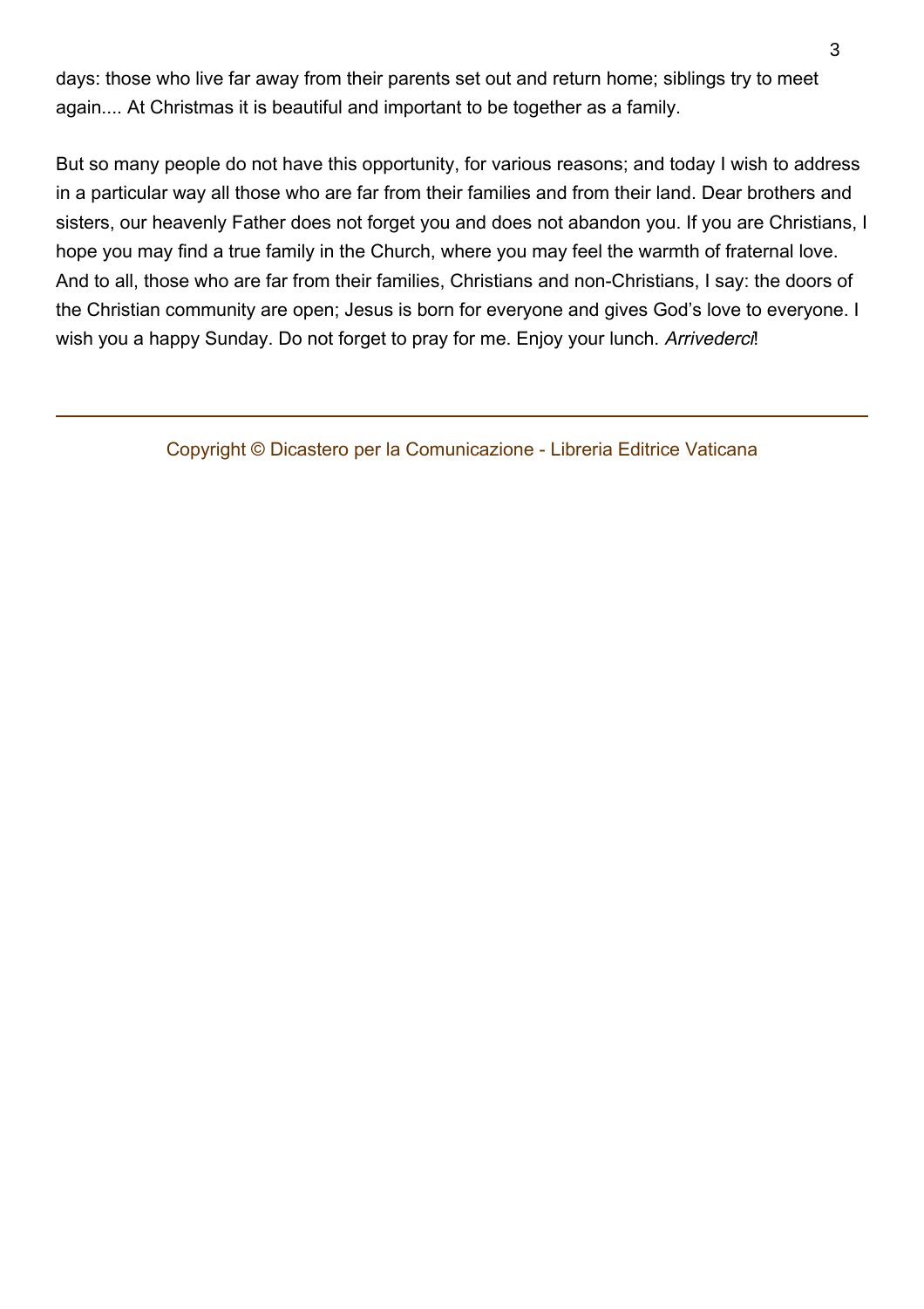days: those who live far away from their parents set out and return home; siblings try to meet again.... At Christmas it is beautiful and important to be together as a family.

But so many people do not have this opportunity, for various reasons; and today I wish to address in a particular way all those who are far from their families and from their land. Dear brothers and sisters, our heavenly Father does not forget you and does not abandon you. If you are Christians, I hope you may find a true family in the Church, where you may feel the warmth of fraternal love. And to all, those who are far from their families, Christians and non-Christians, I say: the doors of the Christian community are open; Jesus is born for everyone and gives God's love to everyone. I wish you a happy Sunday. Do not forget to pray for me. Enjoy your lunch. *Arrivederci*!

---

Copyright © Dicastero per la Comunicazione - Libreria Editrice Vaticana